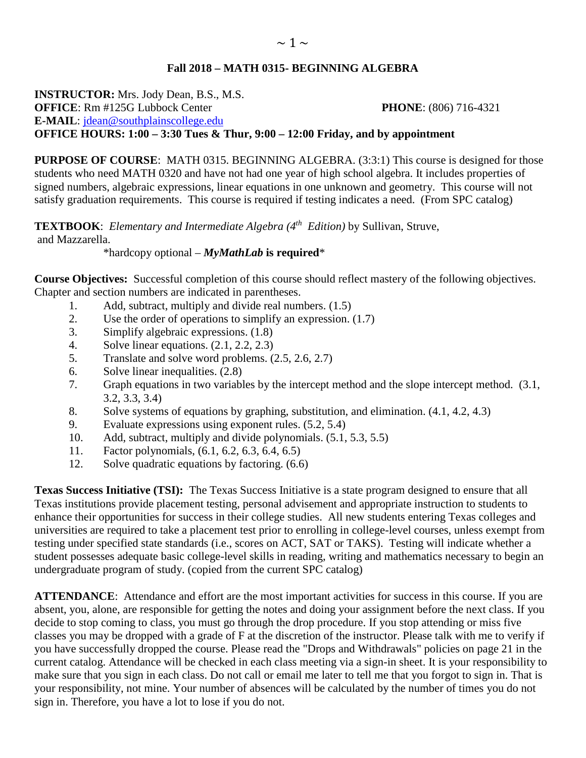# Fall 2018 – MATH 0315- BEGINNING ALGEBRA

**INSTRUCTOR:** Mrs. Jody Dean, B.S., M.S.
**OFFICE**: Rm #125G Lubbock Center **PHONE**: (806) 716-4321
**E-MAIL**: jdean@southplainscollege.edu
**OFFICE HOURS: 1:00 – 3:30 Tues & Thur, 9:00 – 12:00 Friday, and by appointment**

**PURPOSE OF COURSE**: MATH 0315. BEGINNING ALGEBRA. (3:3:1) This course is designed for those students who need MATH 0320 and have not had one year of high school algebra. It includes properties of signed numbers, algebraic expressions, linear equations in one unknown and geometry. This course will not satisfy graduation requirements. This course is required if testing indicates a need. (From SPC catalog)

**TEXTBOOK**: *Elementary and Intermediate Algebra (4th Edition)* by Sullivan, Struve, and Mazzarella.

\*hardcopy optional – ***MyMathLab*** **is required**\*

**Course Objectives:** Successful completion of this course should reflect mastery of the following objectives. Chapter and section numbers are indicated in parentheses.

1. Add, subtract, multiply and divide real numbers. (1.5)
2. Use the order of operations to simplify an expression. (1.7)
3. Simplify algebraic expressions. (1.8)
4. Solve linear equations. (2.1, 2.2, 2.3)
5. Translate and solve word problems. (2.5, 2.6, 2.7)
6. Solve linear inequalities. (2.8)
7. Graph equations in two variables by the intercept method and the slope intercept method. (3.1, 3.2, 3.3, 3.4)
8. Solve systems of equations by graphing, substitution, and elimination. (4.1, 4.2, 4.3)
9. Evaluate expressions using exponent rules. (5.2, 5.4)
10. Add, subtract, multiply and divide polynomials. (5.1, 5.3, 5.5)
11. Factor polynomials, (6.1, 6.2, 6.3, 6.4, 6.5)
12. Solve quadratic equations by factoring. (6.6)

**Texas Success Initiative (TSI):** The Texas Success Initiative is a state program designed to ensure that all Texas institutions provide placement testing, personal advisement and appropriate instruction to students to enhance their opportunities for success in their college studies. All new students entering Texas colleges and universities are required to take a placement test prior to enrolling in college-level courses, unless exempt from testing under specified state standards (i.e., scores on ACT, SAT or TAKS). Testing will indicate whether a student possesses adequate basic college-level skills in reading, writing and mathematics necessary to begin an undergraduate program of study. (copied from the current SPC catalog)

**ATTENDANCE**: Attendance and effort are the most important activities for success in this course. If you are absent, you, alone, are responsible for getting the notes and doing your assignment before the next class. If you decide to stop coming to class, you must go through the drop procedure. If you stop attending or miss five classes you may be dropped with a grade of F at the discretion of the instructor. Please talk with me to verify if you have successfully dropped the course. Please read the "Drops and Withdrawals" policies on page 21 in the current catalog. Attendance will be checked in each class meeting via a sign-in sheet. It is your responsibility to make sure that you sign in each class. Do not call or email me later to tell me that you forgot to sign in. That is your responsibility, not mine. Your number of absences will be calculated by the number of times you do not sign in. Therefore, you have a lot to lose if you do not.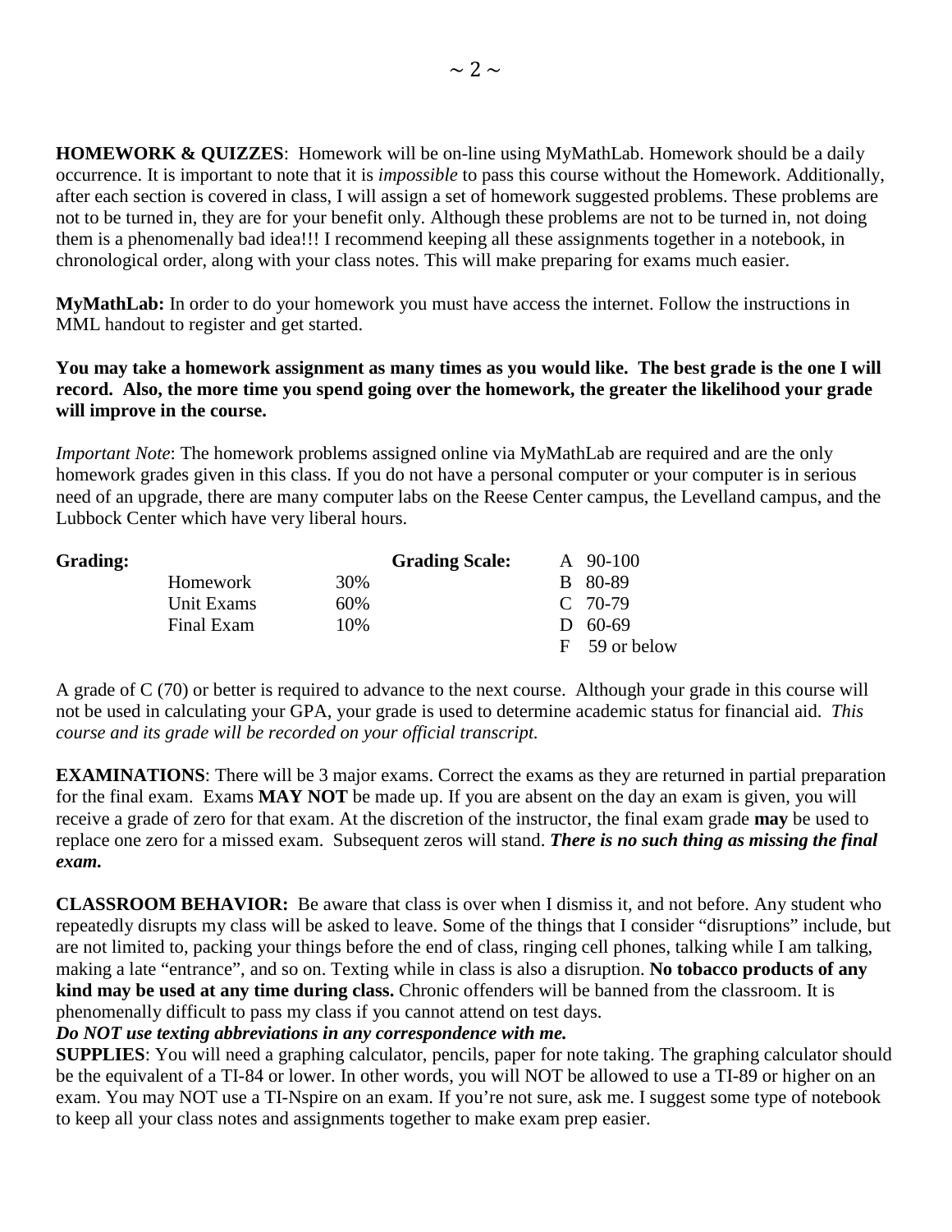**HOMEWORK & QUIZZES**: Homework will be on-line using MyMathLab. Homework should be a daily occurrence. It is important to note that it is *impossible* to pass this course without the Homework. Additionally, after each section is covered in class, I will assign a set of homework suggested problems. These problems are not to be turned in, they are for your benefit only. Although these problems are not to be turned in, not doing them is a phenomenally bad idea!!! I recommend keeping all these assignments together in a notebook, in chronological order, along with your class notes. This will make preparing for exams much easier.

**MyMathLab:** In order to do your homework you must have access the internet. Follow the instructions in MML handout to register and get started.

**You may take a homework assignment as many times as you would like. The best grade is the one I will record. Also, the more time you spend going over the homework, the greater the likelihood your grade will improve in the course.**

*Important Note*: The homework problems assigned online via MyMathLab are required and are the only homework grades given in this class. If you do not have a personal computer or your computer is in serious need of an upgrade, there are many computer labs on the Reese Center campus, the Levelland campus, and the Lubbock Center which have very liberal hours.

| **Grading:** | | | **Grading Scale:** | |
|---|---|---|---|---|
| | Homework | 30% | | A 90-100 |
| | Unit Exams | 60% | | B 80-89 |
| | Final Exam | 10% | | C 70-79 |
| | | | | D 60-69 |
| | | | | F 59 or below |

A grade of C (70) or better is required to advance to the next course. Although your grade in this course will not be used in calculating your GPA, your grade is used to determine academic status for financial aid. *This course and its grade will be recorded on your official transcript.*

**EXAMINATIONS**: There will be 3 major exams. Correct the exams as they are returned in partial preparation for the final exam. Exams **MAY NOT** be made up. If you are absent on the day an exam is given, you will receive a grade of zero for that exam. At the discretion of the instructor, the final exam grade **may** be used to replace one zero for a missed exam. Subsequent zeros will stand. ***There is no such thing as missing the final exam.***

**CLASSROOM BEHAVIOR:** Be aware that class is over when I dismiss it, and not before. Any student who repeatedly disrupts my class will be asked to leave. Some of the things that I consider "disruptions" include, but are not limited to, packing your things before the end of class, ringing cell phones, talking while I am talking, making a late "entrance", and so on. Texting while in class is also a disruption. **No tobacco products of any kind may be used at any time during class.** Chronic offenders will be banned from the classroom. It is phenomenally difficult to pass my class if you cannot attend on test days.

***Do NOT use texting abbreviations in any correspondence with me.***

**SUPPLIES**: You will need a graphing calculator, pencils, paper for note taking. The graphing calculator should be the equivalent of a TI-84 or lower. In other words, you will NOT be allowed to use a TI-89 or higher on an exam. You may NOT use a TI-Nspire on an exam. If you're not sure, ask me. I suggest some type of notebook to keep all your class notes and assignments together to make exam prep easier.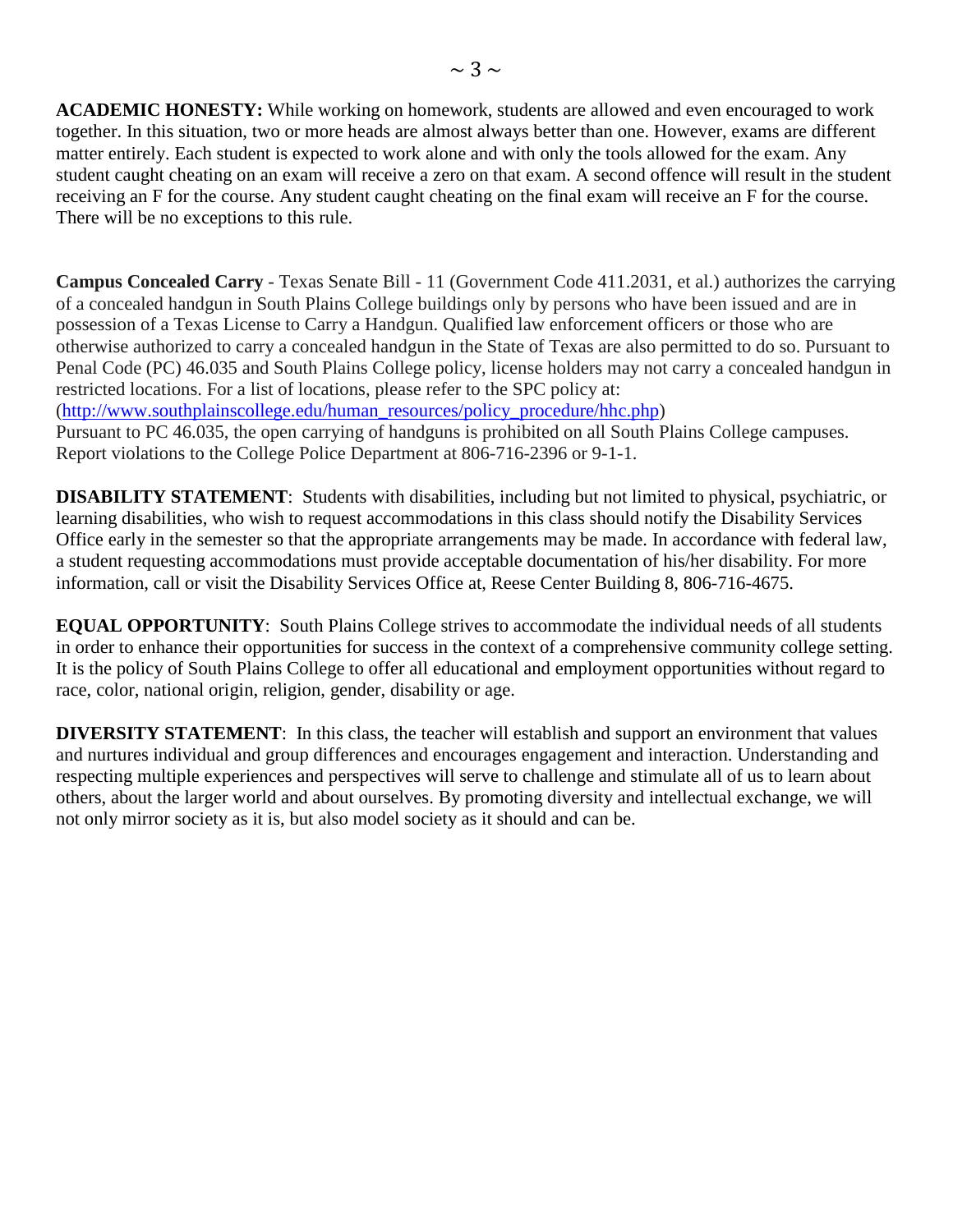**ACADEMIC HONESTY:** While working on homework, students are allowed and even encouraged to work together. In this situation, two or more heads are almost always better than one. However, exams are different matter entirely. Each student is expected to work alone and with only the tools allowed for the exam. Any student caught cheating on an exam will receive a zero on that exam. A second offence will result in the student receiving an F for the course. Any student caught cheating on the final exam will receive an F for the course. There will be no exceptions to this rule.

**Campus Concealed Carry** - Texas Senate Bill - 11 (Government Code 411.2031, et al.) authorizes the carrying of a concealed handgun in South Plains College buildings only by persons who have been issued and are in possession of a Texas License to Carry a Handgun. Qualified law enforcement officers or those who are otherwise authorized to carry a concealed handgun in the State of Texas are also permitted to do so. Pursuant to Penal Code (PC) 46.035 and South Plains College policy, license holders may not carry a concealed handgun in restricted locations. For a list of locations, please refer to the SPC policy at: (http://www.southplainscollege.edu/human_resources/policy_procedure/hhc.php)
Pursuant to PC 46.035, the open carrying of handguns is prohibited on all South Plains College campuses. Report violations to the College Police Department at 806-716-2396 or 9-1-1.

**DISABILITY STATEMENT**: Students with disabilities, including but not limited to physical, psychiatric, or learning disabilities, who wish to request accommodations in this class should notify the Disability Services Office early in the semester so that the appropriate arrangements may be made. In accordance with federal law, a student requesting accommodations must provide acceptable documentation of his/her disability. For more information, call or visit the Disability Services Office at, Reese Center Building 8, 806-716-4675.

**EQUAL OPPORTUNITY**: South Plains College strives to accommodate the individual needs of all students in order to enhance their opportunities for success in the context of a comprehensive community college setting. It is the policy of South Plains College to offer all educational and employment opportunities without regard to race, color, national origin, religion, gender, disability or age.

**DIVERSITY STATEMENT**: In this class, the teacher will establish and support an environment that values and nurtures individual and group differences and encourages engagement and interaction. Understanding and respecting multiple experiences and perspectives will serve to challenge and stimulate all of us to learn about others, about the larger world and about ourselves. By promoting diversity and intellectual exchange, we will not only mirror society as it is, but also model society as it should and can be.